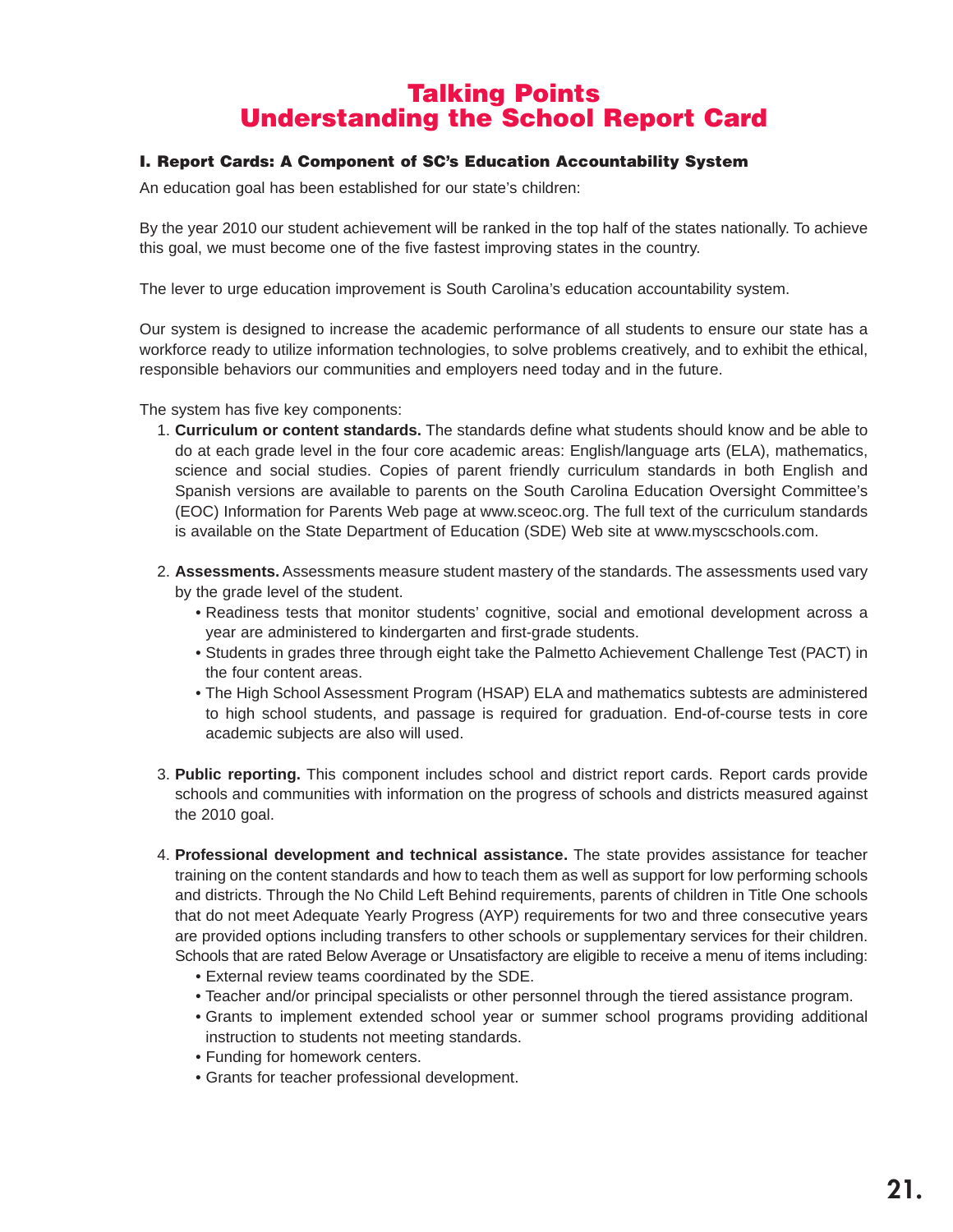# Talking Points
# Understanding the School Report Card

### I. Report Cards: A Component of SC's Education Accountability System

An education goal has been established for our state's children:

By the year 2010 our student achievement will be ranked in the top half of the states nationally. To achieve this goal, we must become one of the five fastest improving states in the country.

The lever to urge education improvement is South Carolina's education accountability system.

Our system is designed to increase the academic performance of all students to ensure our state has a workforce ready to utilize information technologies, to solve problems creatively, and to exhibit the ethical, responsible behaviors our communities and employers need today and in the future.

The system has five key components:

1. **Curriculum or content standards.** The standards define what students should know and be able to do at each grade level in the four core academic areas: English/language arts (ELA), mathematics, science and social studies. Copies of parent friendly curriculum standards in both English and Spanish versions are available to parents on the South Carolina Education Oversight Committee's (EOC) Information for Parents Web page at www.sceoc.org. The full text of the curriculum standards is available on the State Department of Education (SDE) Web site at www.myscschools.com.

2. **Assessments.** Assessments measure student mastery of the standards. The assessments used vary by the grade level of the student.
   - Readiness tests that monitor students' cognitive, social and emotional development across a year are administered to kindergarten and first-grade students.
   - Students in grades three through eight take the Palmetto Achievement Challenge Test (PACT) in the four content areas.
   - The High School Assessment Program (HSAP) ELA and mathematics subtests are administered to high school students, and passage is required for graduation. End-of-course tests in core academic subjects are also will used.

3. **Public reporting.** This component includes school and district report cards. Report cards provide schools and communities with information on the progress of schools and districts measured against the 2010 goal.

4. **Professional development and technical assistance.** The state provides assistance for teacher training on the content standards and how to teach them as well as support for low performing schools and districts. Through the No Child Left Behind requirements, parents of children in Title One schools that do not meet Adequate Yearly Progress (AYP) requirements for two and three consecutive years are provided options including transfers to other schools or supplementary services for their children. Schools that are rated Below Average or Unsatisfactory are eligible to receive a menu of items including:
   - External review teams coordinated by the SDE.
   - Teacher and/or principal specialists or other personnel through the tiered assistance program.
   - Grants to implement extended school year or summer school programs providing additional instruction to students not meeting standards.
   - Funding for homework centers.
   - Grants for teacher professional development.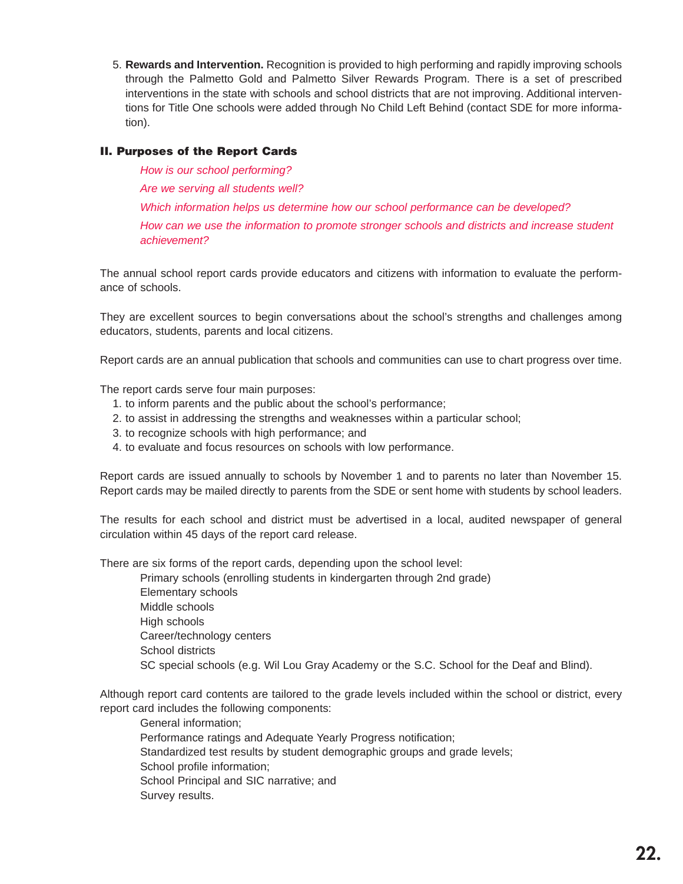5. **Rewards and Intervention.** Recognition is provided to high performing and rapidly improving schools through the Palmetto Gold and Palmetto Silver Rewards Program. There is a set of prescribed interventions in the state with schools and school districts that are not improving. Additional interventions for Title One schools were added through No Child Left Behind (contact SDE for more information).

## II. Purposes of the Report Cards

*How is our school performing?*

*Are we serving all students well?*

*Which information helps us determine how our school performance can be developed?*

*How can we use the information to promote stronger schools and districts and increase student achievement?*

The annual school report cards provide educators and citizens with information to evaluate the performance of schools.

They are excellent sources to begin conversations about the school's strengths and challenges among educators, students, parents and local citizens.

Report cards are an annual publication that schools and communities can use to chart progress over time.

The report cards serve four main purposes:

1. to inform parents and the public about the school's performance;
2. to assist in addressing the strengths and weaknesses within a particular school;
3. to recognize schools with high performance; and
4. to evaluate and focus resources on schools with low performance.

Report cards are issued annually to schools by November 1 and to parents no later than November 15. Report cards may be mailed directly to parents from the SDE or sent home with students by school leaders.

The results for each school and district must be advertised in a local, audited newspaper of general circulation within 45 days of the report card release.

There are six forms of the report cards, depending upon the school level:

- Primary schools (enrolling students in kindergarten through 2nd grade)
- Elementary schools
- Middle schools
- High schools
- Career/technology centers
- School districts
- SC special schools (e.g. Wil Lou Gray Academy or the S.C. School for the Deaf and Blind).

Although report card contents are tailored to the grade levels included within the school or district, every report card includes the following components:

- General information;
- Performance ratings and Adequate Yearly Progress notification;
- Standardized test results by student demographic groups and grade levels;
- School profile information;
- School Principal and SIC narrative; and
- Survey results.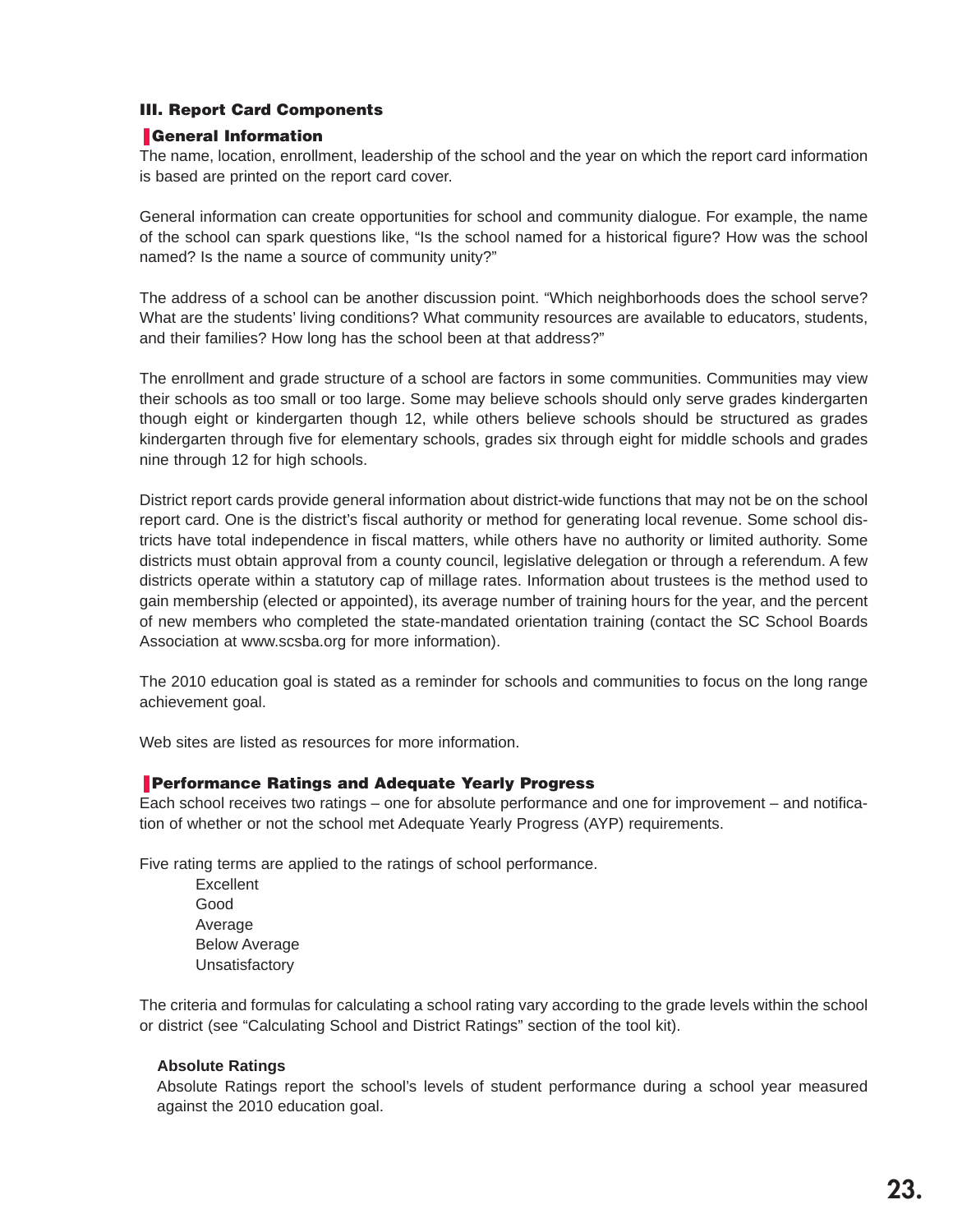## III. Report Card Components

### General Information

The name, location, enrollment, leadership of the school and the year on which the report card information is based are printed on the report card cover.

General information can create opportunities for school and community dialogue. For example, the name of the school can spark questions like, "Is the school named for a historical figure? How was the school named? Is the name a source of community unity?"

The address of a school can be another discussion point. "Which neighborhoods does the school serve? What are the students' living conditions? What community resources are available to educators, students, and their families? How long has the school been at that address?"

The enrollment and grade structure of a school are factors in some communities. Communities may view their schools as too small or too large. Some may believe schools should only serve grades kindergarten though eight or kindergarten though 12, while others believe schools should be structured as grades kindergarten through five for elementary schools, grades six through eight for middle schools and grades nine through 12 for high schools.

District report cards provide general information about district-wide functions that may not be on the school report card. One is the district's fiscal authority or method for generating local revenue. Some school districts have total independence in fiscal matters, while others have no authority or limited authority. Some districts must obtain approval from a county council, legislative delegation or through a referendum. A few districts operate within a statutory cap of millage rates. Information about trustees is the method used to gain membership (elected or appointed), its average number of training hours for the year, and the percent of new members who completed the state-mandated orientation training (contact the SC School Boards Association at www.scsba.org for more information).

The 2010 education goal is stated as a reminder for schools and communities to focus on the long range achievement goal.

Web sites are listed as resources for more information.

### Performance Ratings and Adequate Yearly Progress

Each school receives two ratings – one for absolute performance and one for improvement – and notification of whether or not the school met Adequate Yearly Progress (AYP) requirements.

Five rating terms are applied to the ratings of school performance.

- Excellent
- Good
- Average
- Below Average
- Unsatisfactory

The criteria and formulas for calculating a school rating vary according to the grade levels within the school or district (see "Calculating School and District Ratings" section of the tool kit).

#### Absolute Ratings

Absolute Ratings report the school's levels of student performance during a school year measured against the 2010 education goal.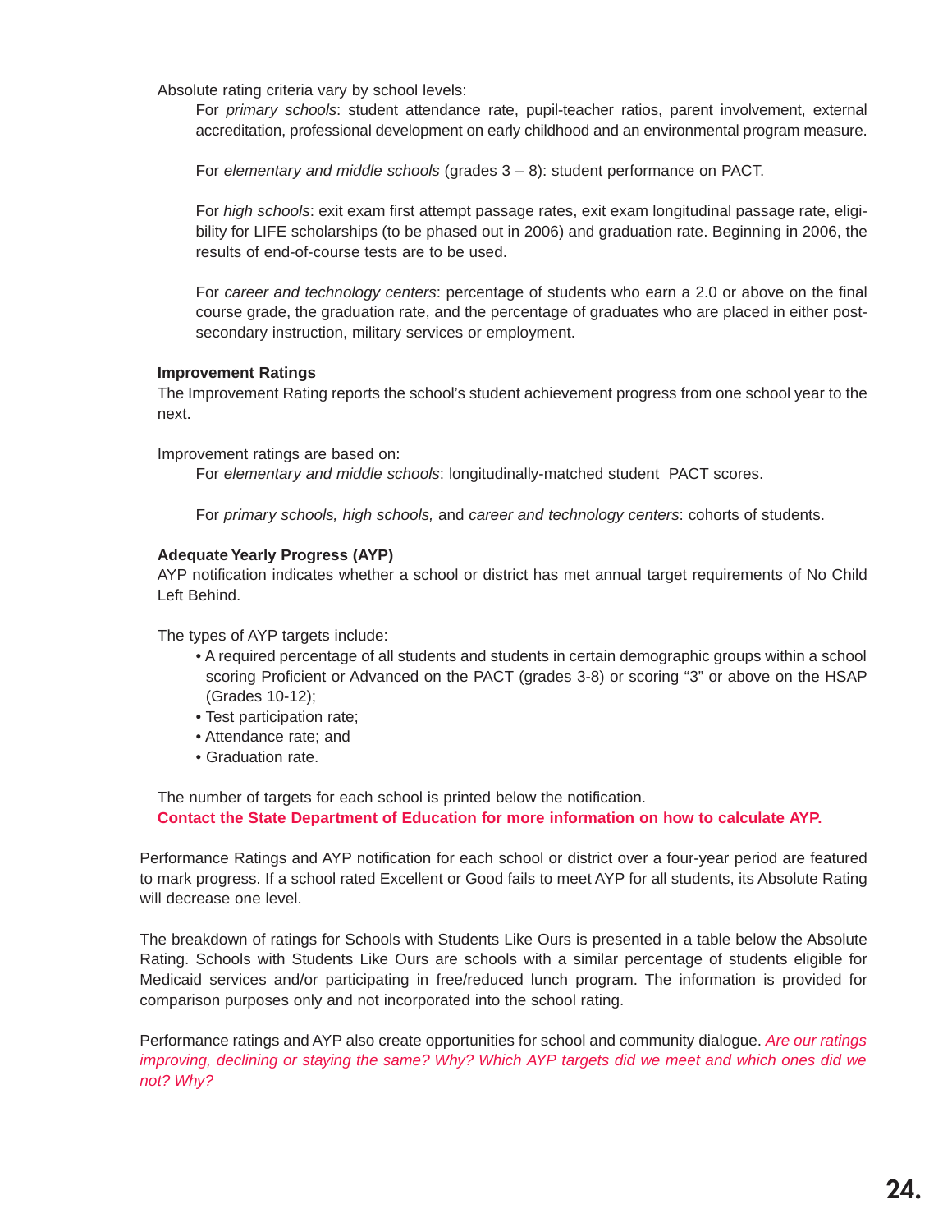Absolute rating criteria vary by school levels:

For *primary schools*: student attendance rate, pupil-teacher ratios, parent involvement, external accreditation, professional development on early childhood and an environmental program measure.

For *elementary and middle schools* (grades 3 – 8): student performance on PACT.

For *high schools*: exit exam first attempt passage rates, exit exam longitudinal passage rate, eligibility for LIFE scholarships (to be phased out in 2006) and graduation rate. Beginning in 2006, the results of end-of-course tests are to be used.

For *career and technology centers*: percentage of students who earn a 2.0 or above on the final course grade, the graduation rate, and the percentage of graduates who are placed in either post-secondary instruction, military services or employment.

**Improvement Ratings**

The Improvement Rating reports the school's student achievement progress from one school year to the next.

Improvement ratings are based on:

For *elementary and middle schools*: longitudinally-matched student PACT scores.

For *primary schools, high schools,* and *career and technology centers*: cohorts of students.

**Adequate Yearly Progress (AYP)**

AYP notification indicates whether a school or district has met annual target requirements of No Child Left Behind.

The types of AYP targets include:

- A required percentage of all students and students in certain demographic groups within a school scoring Proficient or Advanced on the PACT (grades 3-8) or scoring "3" or above on the HSAP (Grades 10-12);
- Test participation rate;
- Attendance rate; and
- Graduation rate.

The number of targets for each school is printed below the notification.

**Contact the State Department of Education for more information on how to calculate AYP.**

Performance Ratings and AYP notification for each school or district over a four-year period are featured to mark progress. If a school rated Excellent or Good fails to meet AYP for all students, its Absolute Rating will decrease one level.

The breakdown of ratings for Schools with Students Like Ours is presented in a table below the Absolute Rating. Schools with Students Like Ours are schools with a similar percentage of students eligible for Medicaid services and/or participating in free/reduced lunch program. The information is provided for comparison purposes only and not incorporated into the school rating.

Performance ratings and AYP also create opportunities for school and community dialogue. *Are our ratings improving, declining or staying the same? Why? Which AYP targets did we meet and which ones did we not? Why?*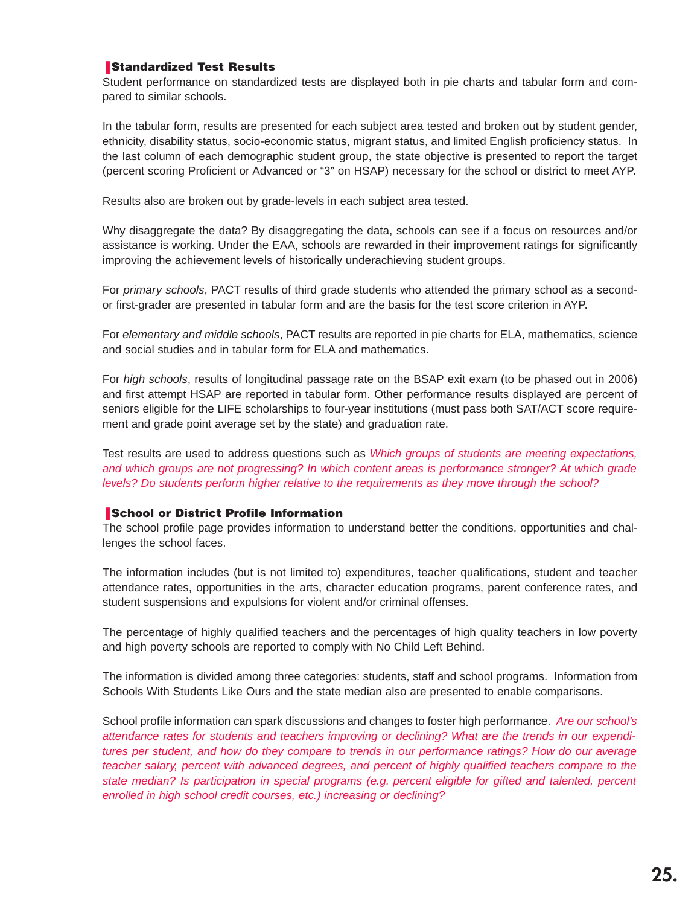## Standardized Test Results

Student performance on standardized tests are displayed both in pie charts and tabular form and compared to similar schools.

In the tabular form, results are presented for each subject area tested and broken out by student gender, ethnicity, disability status, socio-economic status, migrant status, and limited English proficiency status. In the last column of each demographic student group, the state objective is presented to report the target (percent scoring Proficient or Advanced or "3" on HSAP) necessary for the school or district to meet AYP.

Results also are broken out by grade-levels in each subject area tested.

Why disaggregate the data? By disaggregating the data, schools can see if a focus on resources and/or assistance is working. Under the EAA, schools are rewarded in their improvement ratings for significantly improving the achievement levels of historically underachieving student groups.

For *primary schools*, PACT results of third grade students who attended the primary school as a second- or first-grader are presented in tabular form and are the basis for the test score criterion in AYP.

For *elementary and middle schools*, PACT results are reported in pie charts for ELA, mathematics, science and social studies and in tabular form for ELA and mathematics.

For *high schools*, results of longitudinal passage rate on the BSAP exit exam (to be phased out in 2006) and first attempt HSAP are reported in tabular form. Other performance results displayed are percent of seniors eligible for the LIFE scholarships to four-year institutions (must pass both SAT/ACT score requirement and grade point average set by the state) and graduation rate.

Test results are used to address questions such as *Which groups of students are meeting expectations, and which groups are not progressing? In which content areas is performance stronger? At which grade levels? Do students perform higher relative to the requirements as they move through the school?*

## School or District Profile Information

The school profile page provides information to understand better the conditions, opportunities and challenges the school faces.

The information includes (but is not limited to) expenditures, teacher qualifications, student and teacher attendance rates, opportunities in the arts, character education programs, parent conference rates, and student suspensions and expulsions for violent and/or criminal offenses.

The percentage of highly qualified teachers and the percentages of high quality teachers in low poverty and high poverty schools are reported to comply with No Child Left Behind.

The information is divided among three categories: students, staff and school programs. Information from Schools With Students Like Ours and the state median also are presented to enable comparisons.

School profile information can spark discussions and changes to foster high performance. *Are our school's attendance rates for students and teachers improving or declining? What are the trends in our expenditures per student, and how do they compare to trends in our performance ratings? How do our average teacher salary, percent with advanced degrees, and percent of highly qualified teachers compare to the state median? Is participation in special programs (e.g. percent eligible for gifted and talented, percent enrolled in high school credit courses, etc.) increasing or declining?*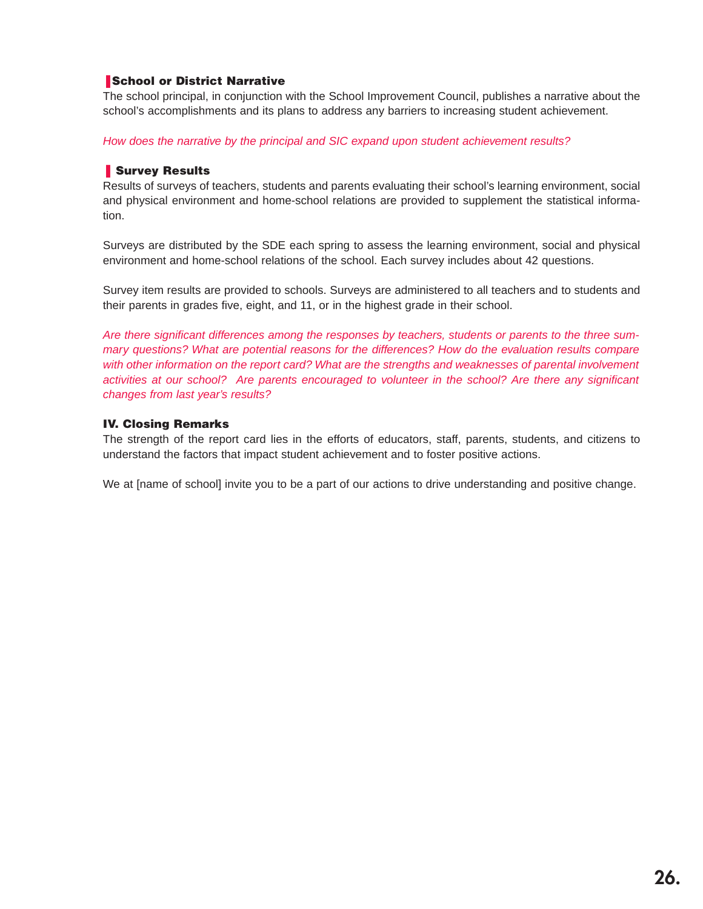### School or District Narrative

The school principal, in conjunction with the School Improvement Council, publishes a narrative about the school's accomplishments and its plans to address any barriers to increasing student achievement.

*How does the narrative by the principal and SIC expand upon student achievement results?*

### Survey Results

Results of surveys of teachers, students and parents evaluating their school's learning environment, social and physical environment and home-school relations are provided to supplement the statistical information.

Surveys are distributed by the SDE each spring to assess the learning environment, social and physical environment and home-school relations of the school. Each survey includes about 42 questions.

Survey item results are provided to schools. Surveys are administered to all teachers and to students and their parents in grades five, eight, and 11, or in the highest grade in their school.

*Are there significant differences among the responses by teachers, students or parents to the three summary questions? What are potential reasons for the differences? How do the evaluation results compare with other information on the report card? What are the strengths and weaknesses of parental involvement activities at our school? Are parents encouraged to volunteer in the school? Are there any significant changes from last year's results?*

## IV. Closing Remarks

The strength of the report card lies in the efforts of educators, staff, parents, students, and citizens to understand the factors that impact student achievement and to foster positive actions.

We at [name of school] invite you to be a part of our actions to drive understanding and positive change.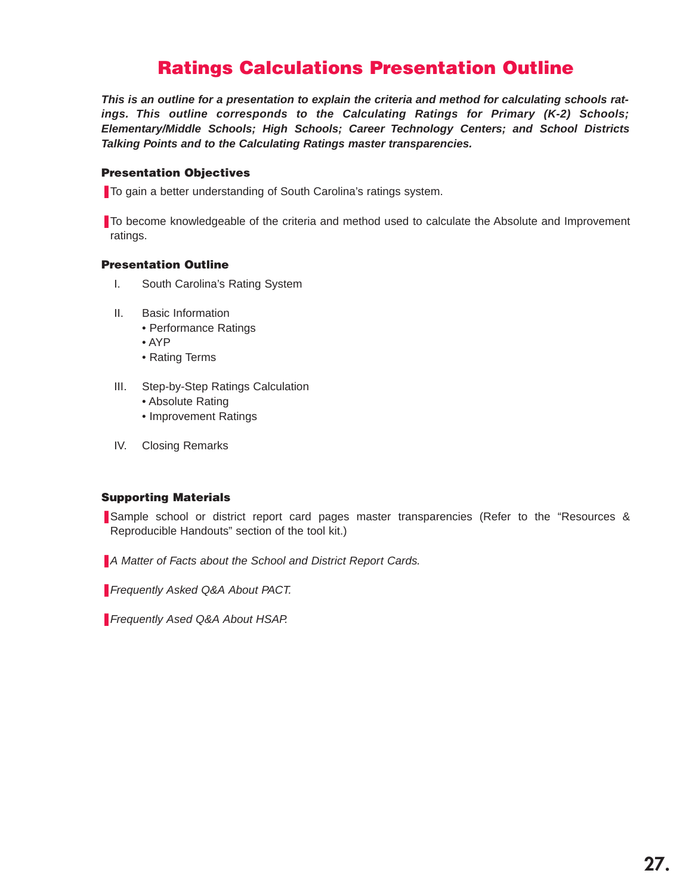# Ratings Calculations Presentation Outline

***This is an outline for a presentation to explain the criteria and method for calculating schools ratings. This outline corresponds to the Calculating Ratings for Primary (K-2) Schools; Elementary/Middle Schools; High Schools; Career Technology Centers; and School Districts Talking Points and to the Calculating Ratings master transparencies.***

### Presentation Objectives

- To gain a better understanding of South Carolina's ratings system.

- To become knowledgeable of the criteria and method used to calculate the Absolute and Improvement ratings.

### Presentation Outline

I. South Carolina's Rating System

II. Basic Information
- Performance Ratings
- AYP
- Rating Terms

III. Step-by-Step Ratings Calculation
- Absolute Rating
- Improvement Ratings

IV. Closing Remarks

### Supporting Materials

- Sample school or district report card pages master transparencies (Refer to the "Resources & Reproducible Handouts" section of the tool kit.)

- *A Matter of Facts about the School and District Report Cards.*

- *Frequently Asked Q&A About PACT.*

- *Frequently Ased Q&A About HSAP.*